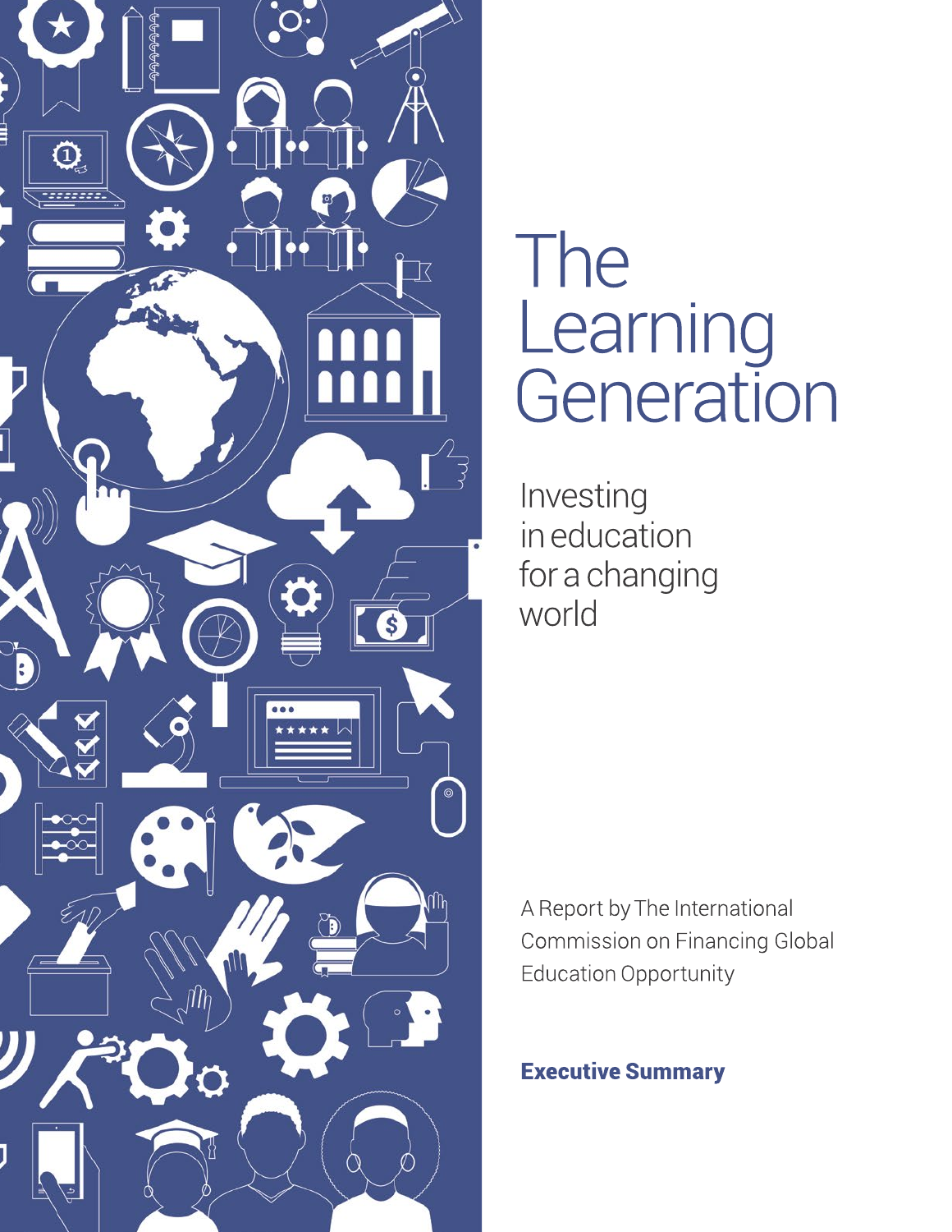# The Learning Generation

## Investing in education for a changing world

A Report by The International Commission on Financing Global Education Opportunity

**Executive Summary**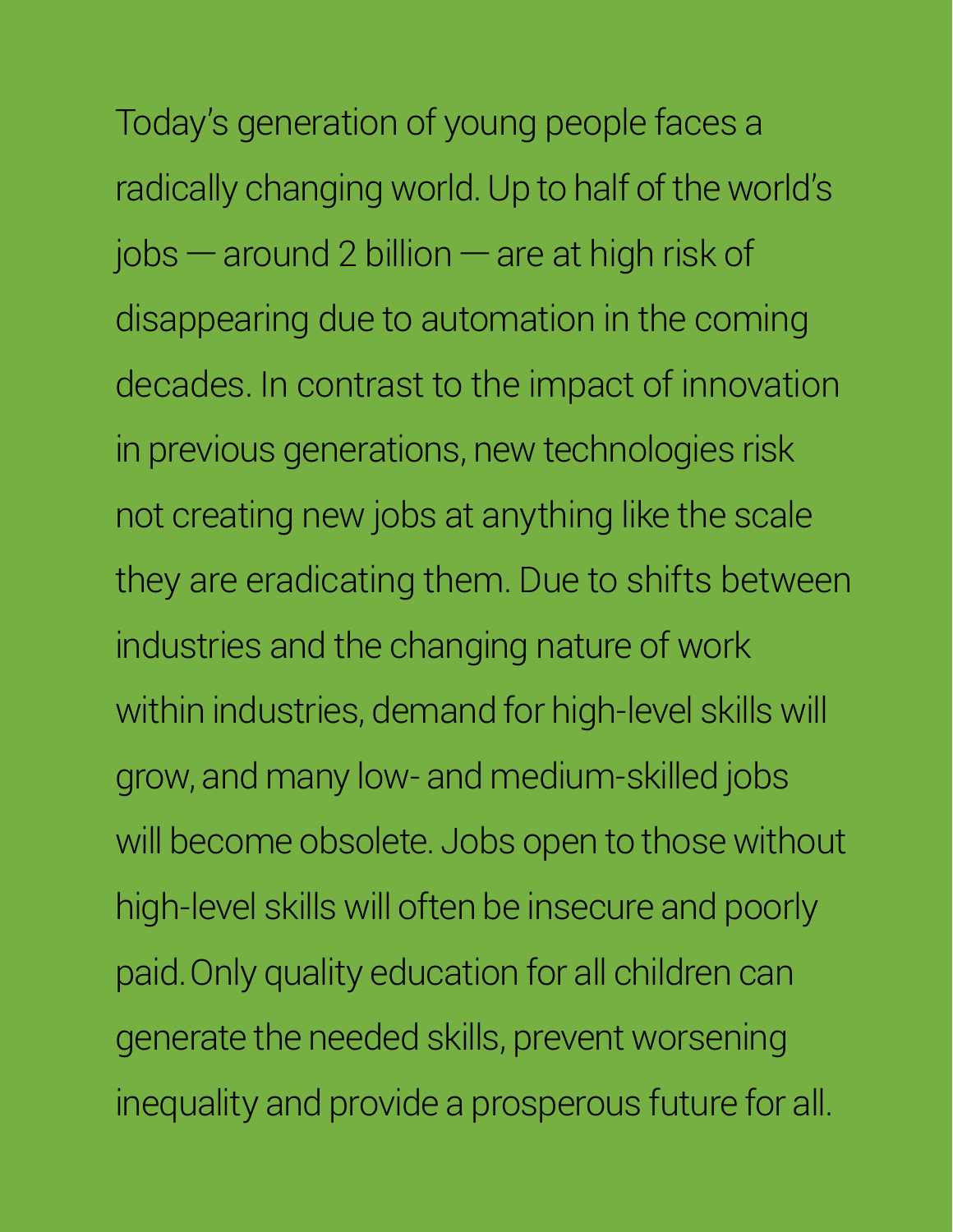Today's generation of young people faces a radically changing world. Up to half of the world's jobs — around 2 billion — are at high risk of disappearing due to automation in the coming decades. In contrast to the impact of innovation in previous generations, new technologies risk not creating new jobs at anything like the scale they are eradicating them. Due to shifts between industries and the changing nature of work within industries, demand for high-level skills will grow, and many low- and medium-skilled jobs will become obsolete. Jobs open to those without high-level skills will often be insecure and poorly paid. Only quality education for all children can generate the needed skills, prevent worsening inequality and provide a prosperous future for all.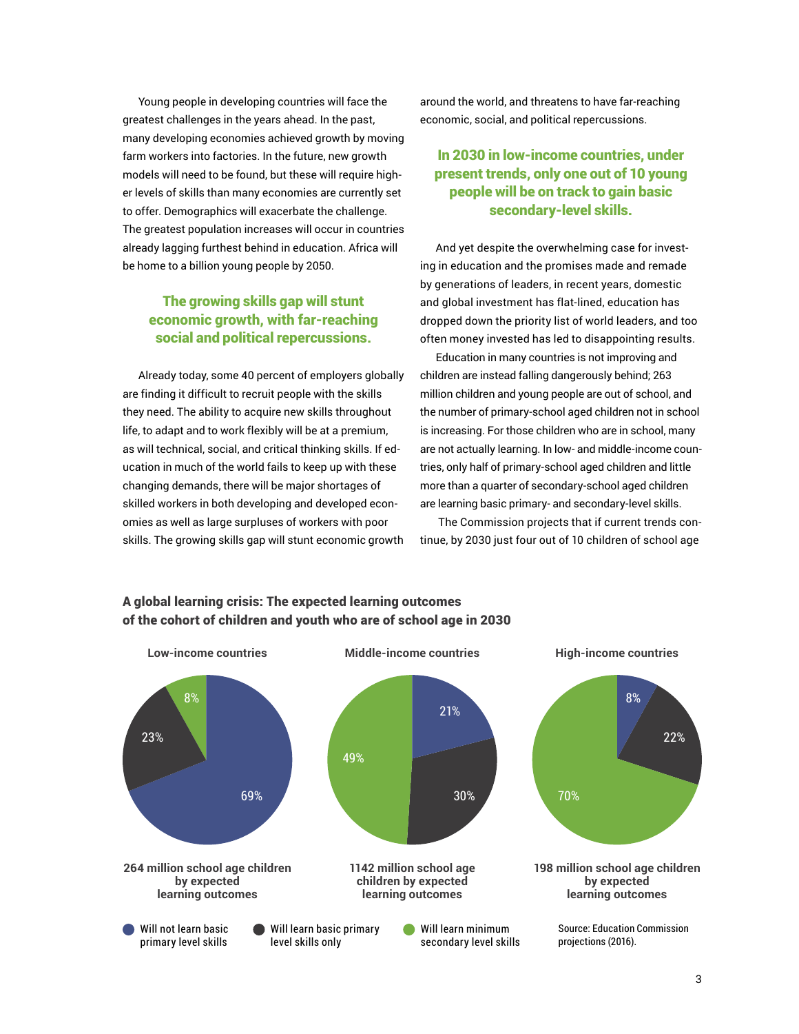Young people in developing countries will face the greatest challenges in the years ahead. In the past, many developing economies achieved growth by moving farm workers into factories. In the future, new growth models will need to be found, but these will require higher levels of skills than many economies are currently set to offer. Demographics will exacerbate the challenge. The greatest population increases will occur in countries already lagging furthest behind in education. Africa will be home to a billion young people by 2050.

**The growing skills gap will stunt economic growth, with far-reaching social and political repercussions.**

Already today, some 40 percent of employers globally are finding it difficult to recruit people with the skills they need. The ability to acquire new skills throughout life, to adapt and to work flexibly will be at a premium, as will technical, social, and critical thinking skills. If education in much of the world fails to keep up with these changing demands, there will be major shortages of skilled workers in both developing and developed economies as well as large surpluses of workers with poor skills. The growing skills gap will stunt economic growth around the world, and threatens to have far-reaching economic, social, and political repercussions.

**In 2030 in low-income countries, under present trends, only one out of 10 young people will be on track to gain basic secondary-level skills.**

And yet despite the overwhelming case for investing in education and the promises made and remade by generations of leaders, in recent years, domestic and global investment has flat-lined, education has dropped down the priority list of world leaders, and too often money invested has led to disappointing results.

Education in many countries is not improving and children are instead falling dangerously behind; 263 million children and young people are out of school, and the number of primary-school aged children not in school is increasing. For those children who are in school, many are not actually learning. In low- and middle-income countries, only half of primary-school aged children and little more than a quarter of secondary-school aged children are learning basic primary- and secondary-level skills.

The Commission projects that if current trends continue, by 2030 just four out of 10 children of school age

**A global learning crisis: The expected learning outcomes of the cohort of children and youth who are of school age in 2030**

| | Low-income countries | Middle-income countries | High-income countries |
|---|---|---|---|
| Will not learn basic primary level skills | 69% | 21% | 8% |
| Will learn basic primary level skills only | 23% | 30% | 22% |
| Will learn minimum secondary level skills | 8% | 49% | 70% |
| | 264 million school age children by expected learning outcomes | 1142 million school age children by expected learning outcomes | 198 million school age children by expected learning outcomes |

Source: Education Commission projections (2016).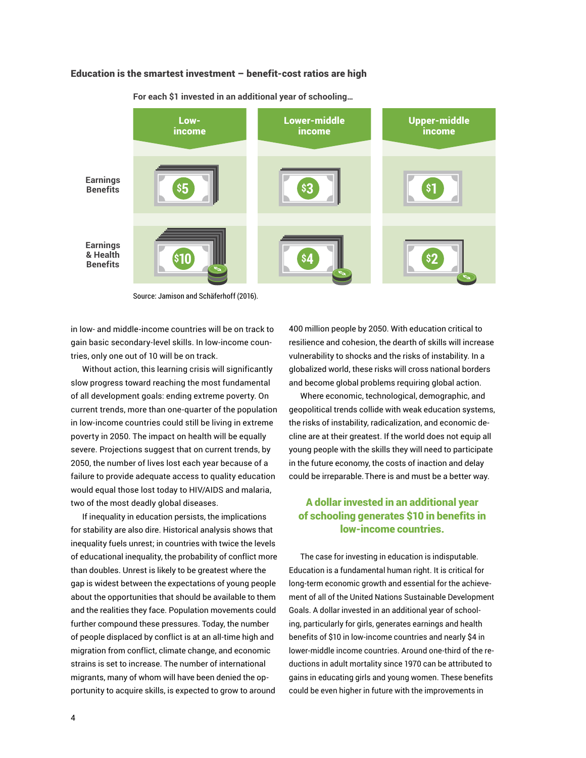**Education is the smartest investment – benefit-cost ratios are high**

For each $1 invested in an additional year of schooling…

| | Low-income | Lower-middle income | Upper-middle income |
|---|---|---|---|
| Earnings Benefits | $5 | $3 | $1 |
| Earnings & Health Benefits | $10 | $4 | $2 |

Source: Jamison and Schäferhoff (2016).

in low- and middle-income countries will be on track to gain basic secondary-level skills. In low-income countries, only one out of 10 will be on track.

Without action, this learning crisis will significantly slow progress toward reaching the most fundamental of all development goals: ending extreme poverty. On current trends, more than one-quarter of the population in low-income countries could still be living in extreme poverty in 2050. The impact on health will be equally severe. Projections suggest that on current trends, by 2050, the number of lives lost each year because of a failure to provide adequate access to quality education would equal those lost today to HIV/AIDS and malaria, two of the most deadly global diseases.

If inequality in education persists, the implications for stability are also dire. Historical analysis shows that inequality fuels unrest; in countries with twice the levels of educational inequality, the probability of conflict more than doubles. Unrest is likely to be greatest where the gap is widest between the expectations of young people about the opportunities that should be available to them and the realities they face. Population movements could further compound these pressures. Today, the number of people displaced by conflict is at an all-time high and migration from conflict, climate change, and economic strains is set to increase. The number of international migrants, many of whom will have been denied the opportunity to acquire skills, is expected to grow to around 400 million people by 2050. With education critical to resilience and cohesion, the dearth of skills will increase vulnerability to shocks and the risks of instability. In a globalized world, these risks will cross national borders and become global problems requiring global action.

Where economic, technological, demographic, and geopolitical trends collide with weak education systems, the risks of instability, radicalization, and economic decline are at their greatest. If the world does not equip all young people with the skills they will need to participate in the future economy, the costs of inaction and delay could be irreparable. There is and must be a better way.

**A dollar invested in an additional year of schooling generates $10 in benefits in low-income countries.**

The case for investing in education is indisputable. Education is a fundamental human right. It is critical for long-term economic growth and essential for the achievement of all of the United Nations Sustainable Development Goals. A dollar invested in an additional year of schooling, particularly for girls, generates earnings and health benefits of $10 in low-income countries and nearly $4 in lower-middle income countries. Around one-third of the reductions in adult mortality since 1970 can be attributed to gains in educating girls and young women. These benefits could be even higher in future with the improvements in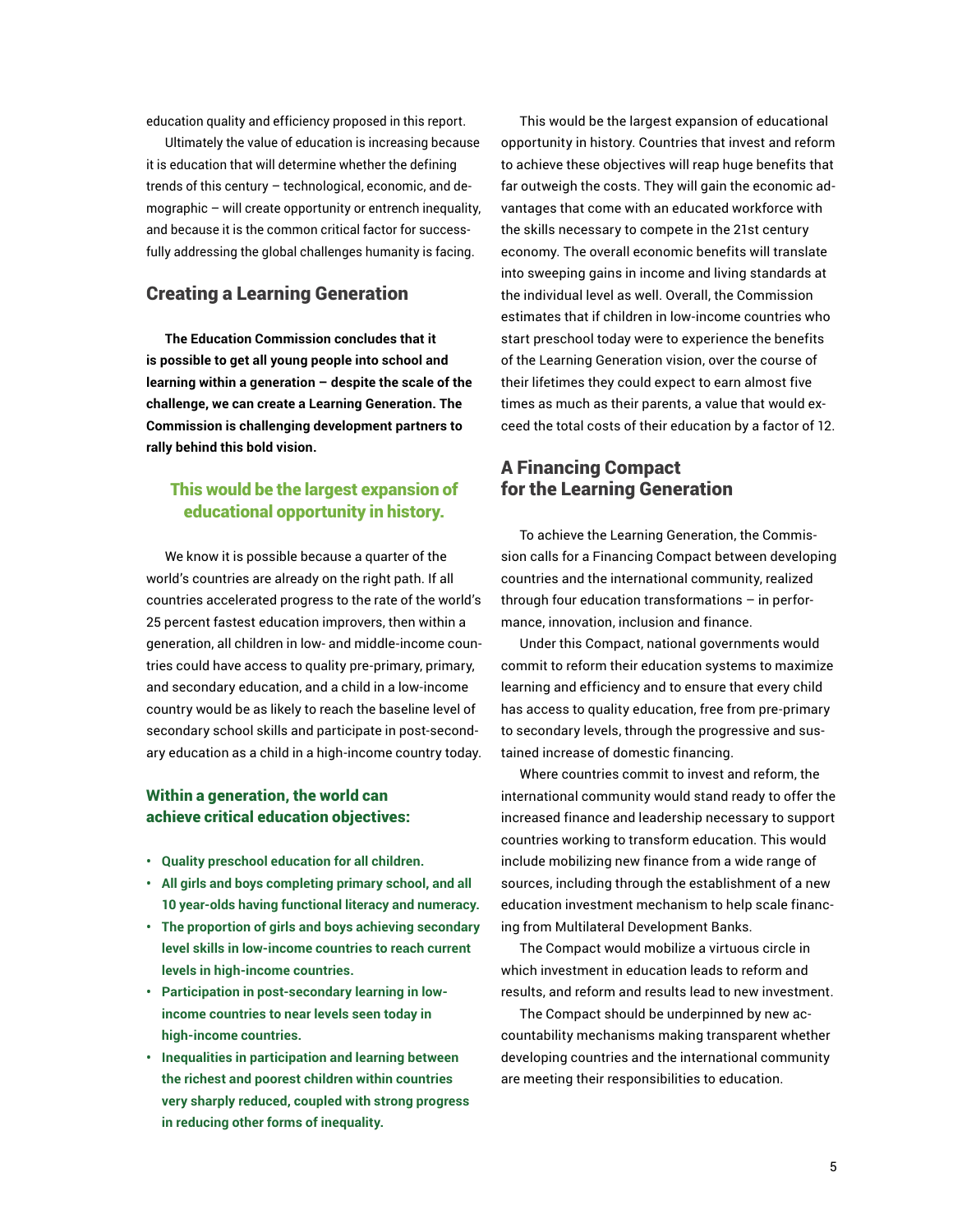education quality and efficiency proposed in this report.

Ultimately the value of education is increasing because it is education that will determine whether the defining trends of this century – technological, economic, and demographic – will create opportunity or entrench inequality, and because it is the common critical factor for successfully addressing the global challenges humanity is facing.

## Creating a Learning Generation

**The Education Commission concludes that it is possible to get all young people into school and learning within a generation – despite the scale of the challenge, we can create a Learning Generation. The Commission is challenging development partners to rally behind this bold vision.**

**This would be the largest expansion of educational opportunity in history.**

We know it is possible because a quarter of the world's countries are already on the right path. If all countries accelerated progress to the rate of the world's 25 percent fastest education improvers, then within a generation, all children in low- and middle-income countries could have access to quality pre-primary, primary, and secondary education, and a child in a low-income country would be as likely to reach the baseline level of secondary school skills and participate in post-secondary education as a child in a high-income country today.

### Within a generation, the world can achieve critical education objectives:

- **Quality preschool education for all children.**
- **All girls and boys completing primary school, and all 10 year-olds having functional literacy and numeracy.**
- **The proportion of girls and boys achieving secondary level skills in low-income countries to reach current levels in high-income countries.**
- **Participation in post-secondary learning in low-income countries to near levels seen today in high-income countries.**
- **Inequalities in participation and learning between the richest and poorest children within countries very sharply reduced, coupled with strong progress in reducing other forms of inequality.**

This would be the largest expansion of educational opportunity in history. Countries that invest and reform to achieve these objectives will reap huge benefits that far outweigh the costs. They will gain the economic advantages that come with an educated workforce with the skills necessary to compete in the 21st century economy. The overall economic benefits will translate into sweeping gains in income and living standards at the individual level as well. Overall, the Commission estimates that if children in low-income countries who start preschool today were to experience the benefits of the Learning Generation vision, over the course of their lifetimes they could expect to earn almost five times as much as their parents, a value that would exceed the total costs of their education by a factor of 12.

## A Financing Compact for the Learning Generation

To achieve the Learning Generation, the Commission calls for a Financing Compact between developing countries and the international community, realized through four education transformations – in performance, innovation, inclusion and finance.

Under this Compact, national governments would commit to reform their education systems to maximize learning and efficiency and to ensure that every child has access to quality education, free from pre-primary to secondary levels, through the progressive and sustained increase of domestic financing.

Where countries commit to invest and reform, the international community would stand ready to offer the increased finance and leadership necessary to support countries working to transform education. This would include mobilizing new finance from a wide range of sources, including through the establishment of a new education investment mechanism to help scale financing from Multilateral Development Banks.

The Compact would mobilize a virtuous circle in which investment in education leads to reform and results, and reform and results lead to new investment.

The Compact should be underpinned by new accountability mechanisms making transparent whether developing countries and the international community are meeting their responsibilities to education.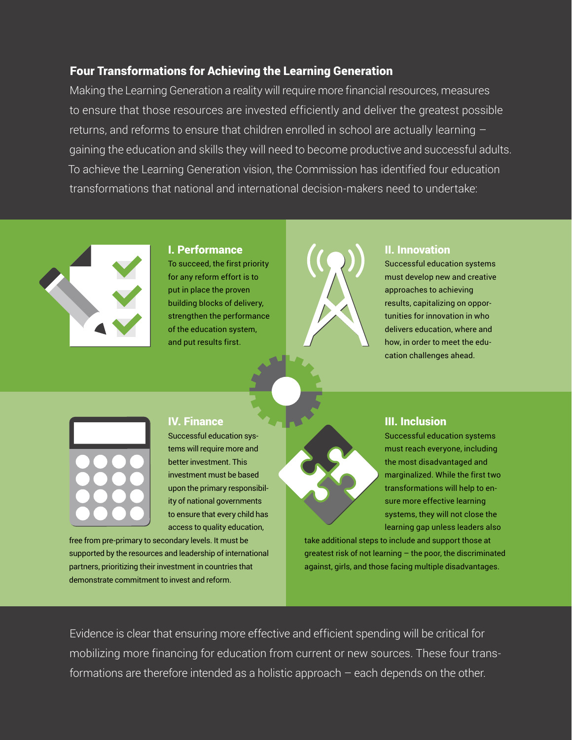## Four Transformations for Achieving the Learning Generation

Making the Learning Generation a reality will require more financial resources, measures to ensure that those resources are invested efficiently and deliver the greatest possible returns, and reforms to ensure that children enrolled in school are actually learning – gaining the education and skills they will need to become productive and successful adults. To achieve the Learning Generation vision, the Commission has identified four education transformations that national and international decision-makers need to undertake:

### I. Performance

To succeed, the first priority for any reform effort is to put in place the proven building blocks of delivery, strengthen the performance of the education system, and put results first.

### II. Innovation

Successful education systems must develop new and creative approaches to achieving results, capitalizing on opportunities for innovation in who delivers education, where and how, in order to meet the education challenges ahead.

### III. Inclusion

Successful education systems must reach everyone, including the most disadvantaged and marginalized. While the first two transformations will help to ensure more effective learning systems, they will not close the learning gap unless leaders also take additional steps to include and support those at greatest risk of not learning – the poor, the discriminated against, girls, and those facing multiple disadvantages.

### IV. Finance

Successful education systems will require more and better investment. This investment must be based upon the primary responsibility of national governments to ensure that every child has access to quality education, free from pre-primary to secondary levels. It must be supported by the resources and leadership of international partners, prioritizing their investment in countries that demonstrate commitment to invest and reform.

Evidence is clear that ensuring more effective and efficient spending will be critical for mobilizing more financing for education from current or new sources. These four transformations are therefore intended as a holistic approach – each depends on the other.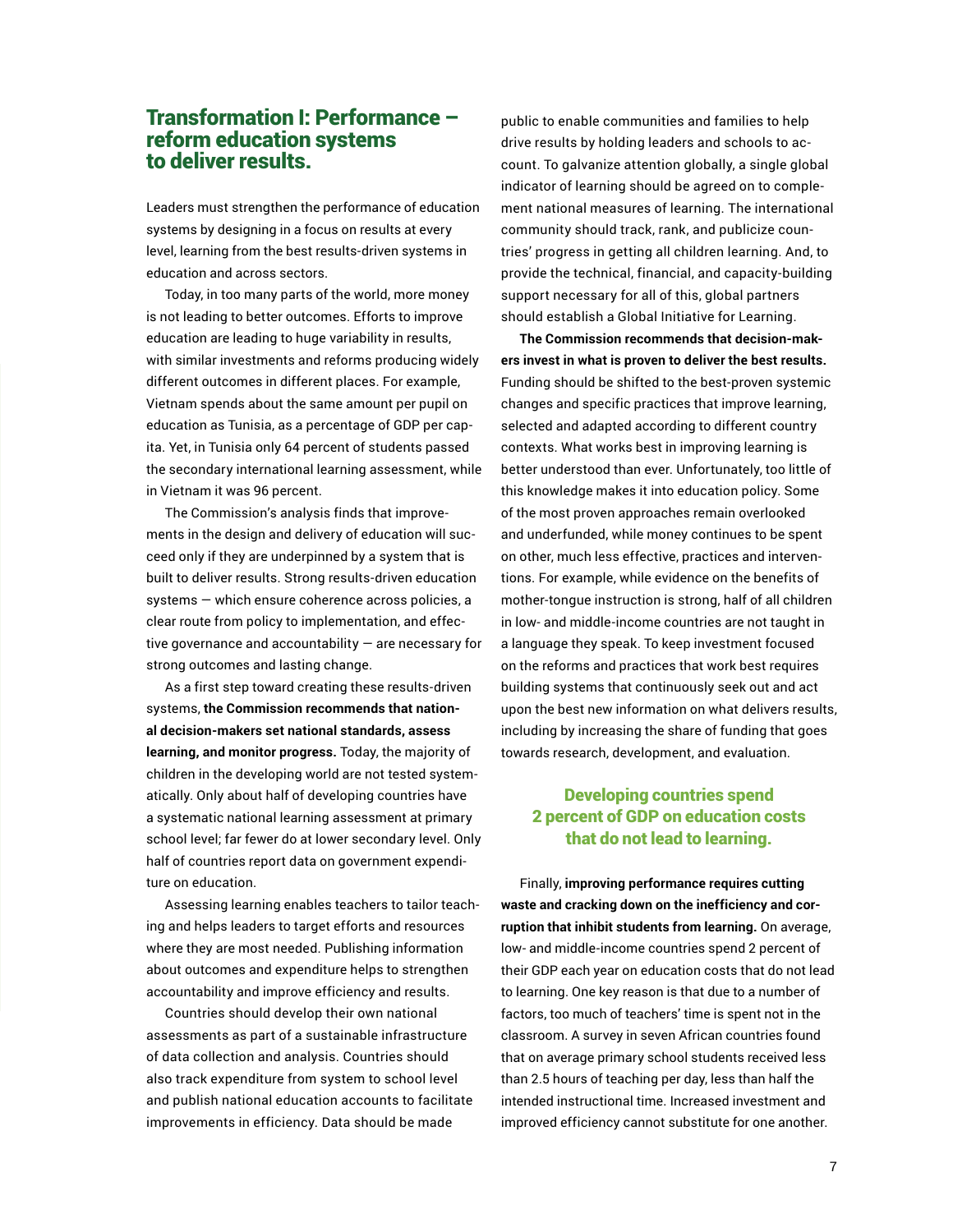## Transformation I: Performance – reform education systems to deliver results.

Leaders must strengthen the performance of education systems by designing in a focus on results at every level, learning from the best results-driven systems in education and across sectors.

Today, in too many parts of the world, more money is not leading to better outcomes. Efforts to improve education are leading to huge variability in results, with similar investments and reforms producing widely different outcomes in different places. For example, Vietnam spends about the same amount per pupil on education as Tunisia, as a percentage of GDP per capita. Yet, in Tunisia only 64 percent of students passed the secondary international learning assessment, while in Vietnam it was 96 percent.

The Commission's analysis finds that improvements in the design and delivery of education will succeed only if they are underpinned by a system that is built to deliver results. Strong results-driven education systems — which ensure coherence across policies, a clear route from policy to implementation, and effective governance and accountability — are necessary for strong outcomes and lasting change.

As a first step toward creating these results-driven systems, **the Commission recommends that national decision-makers set national standards, assess learning, and monitor progress.** Today, the majority of children in the developing world are not tested systematically. Only about half of developing countries have a systematic national learning assessment at primary school level; far fewer do at lower secondary level. Only half of countries report data on government expenditure on education.

Assessing learning enables teachers to tailor teaching and helps leaders to target efforts and resources where they are most needed. Publishing information about outcomes and expenditure helps to strengthen accountability and improve efficiency and results.

Countries should develop their own national assessments as part of a sustainable infrastructure of data collection and analysis. Countries should also track expenditure from system to school level and publish national education accounts to facilitate improvements in efficiency. Data should be made public to enable communities and families to help drive results by holding leaders and schools to account. To galvanize attention globally, a single global indicator of learning should be agreed on to complement national measures of learning. The international community should track, rank, and publicize countries' progress in getting all children learning. And, to provide the technical, financial, and capacity-building support necessary for all of this, global partners should establish a Global Initiative for Learning.

**The Commission recommends that decision-makers invest in what is proven to deliver the best results.** Funding should be shifted to the best-proven systemic changes and specific practices that improve learning, selected and adapted according to different country contexts. What works best in improving learning is better understood than ever. Unfortunately, too little of this knowledge makes it into education policy. Some of the most proven approaches remain overlooked and underfunded, while money continues to be spent on other, much less effective, practices and interventions. For example, while evidence on the benefits of mother-tongue instruction is strong, half of all children in low- and middle-income countries are not taught in a language they speak. To keep investment focused on the reforms and practices that work best requires building systems that continuously seek out and act upon the best new information on what delivers results, including by increasing the share of funding that goes towards research, development, and evaluation.

**Developing countries spend 2 percent of GDP on education costs that do not lead to learning.**

Finally, **improving performance requires cutting waste and cracking down on the inefficiency and corruption that inhibit students from learning.** On average, low- and middle-income countries spend 2 percent of their GDP each year on education costs that do not lead to learning. One key reason is that due to a number of factors, too much of teachers' time is spent not in the classroom. A survey in seven African countries found that on average primary school students received less than 2.5 hours of teaching per day, less than half the intended instructional time. Increased investment and improved efficiency cannot substitute for one another.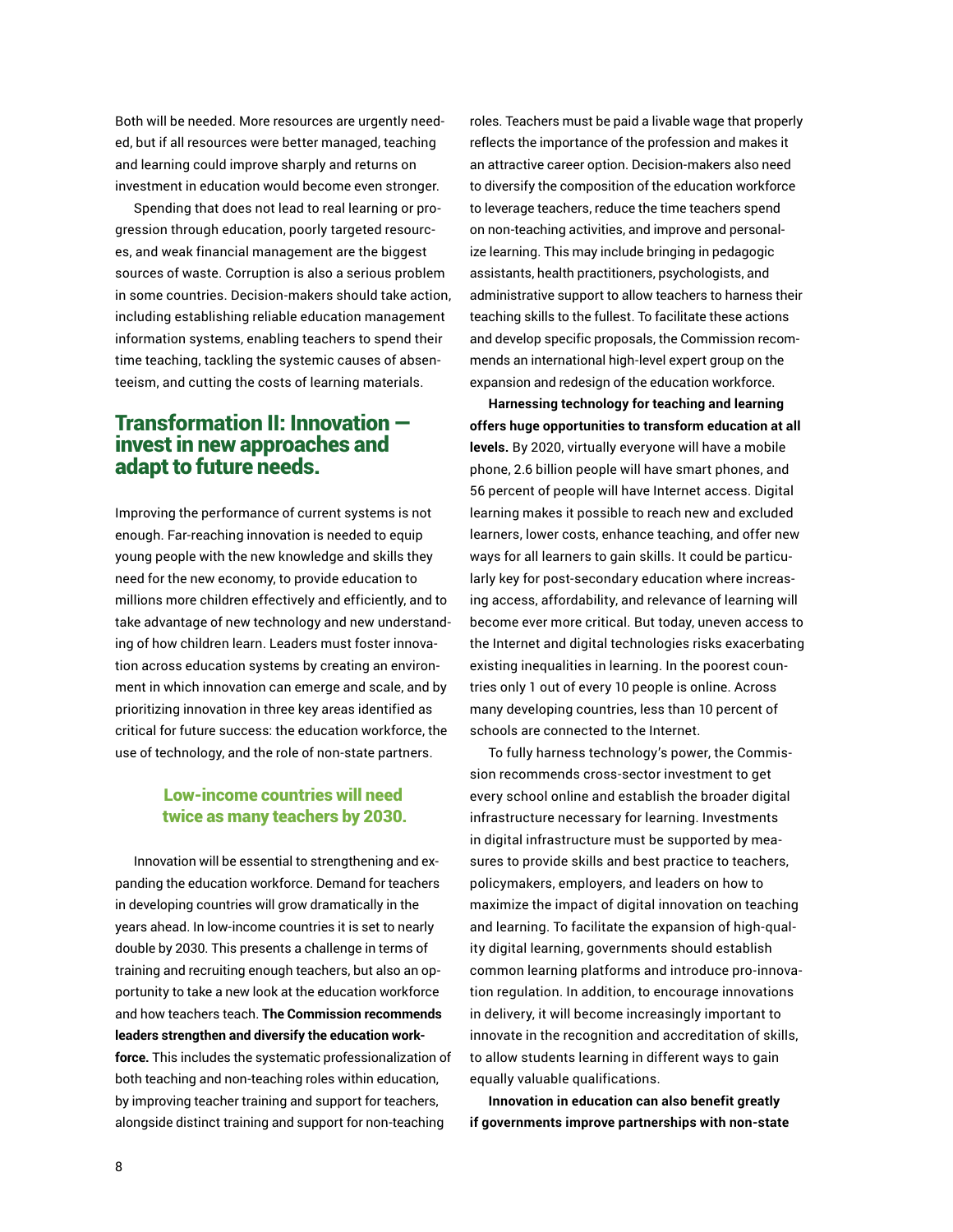Both will be needed. More resources are urgently needed, but if all resources were better managed, teaching and learning could improve sharply and returns on investment in education would become even stronger.

Spending that does not lead to real learning or progression through education, poorly targeted resources, and weak financial management are the biggest sources of waste. Corruption is also a serious problem in some countries. Decision-makers should take action, including establishing reliable education management information systems, enabling teachers to spend their time teaching, tackling the systemic causes of absenteeism, and cutting the costs of learning materials.

## Transformation II: Innovation — invest in new approaches and adapt to future needs.

Improving the performance of current systems is not enough. Far-reaching innovation is needed to equip young people with the new knowledge and skills they need for the new economy, to provide education to millions more children effectively and efficiently, and to take advantage of new technology and new understanding of how children learn. Leaders must foster innovation across education systems by creating an environment in which innovation can emerge and scale, and by prioritizing innovation in three key areas identified as critical for future success: the education workforce, the use of technology, and the role of non-state partners.

### Low-income countries will need twice as many teachers by 2030.

Innovation will be essential to strengthening and expanding the education workforce. Demand for teachers in developing countries will grow dramatically in the years ahead. In low-income countries it is set to nearly double by 2030. This presents a challenge in terms of training and recruiting enough teachers, but also an opportunity to take a new look at the education workforce and how teachers teach. **The Commission recommends leaders strengthen and diversify the education workforce.** This includes the systematic professionalization of both teaching and non-teaching roles within education, by improving teacher training and support for teachers, alongside distinct training and support for non-teaching roles. Teachers must be paid a livable wage that properly reflects the importance of the profession and makes it an attractive career option. Decision-makers also need to diversify the composition of the education workforce to leverage teachers, reduce the time teachers spend on non-teaching activities, and improve and personalize learning. This may include bringing in pedagogic assistants, health practitioners, psychologists, and administrative support to allow teachers to harness their teaching skills to the fullest. To facilitate these actions and develop specific proposals, the Commission recommends an international high-level expert group on the expansion and redesign of the education workforce.

**Harnessing technology for teaching and learning offers huge opportunities to transform education at all levels.** By 2020, virtually everyone will have a mobile phone, 2.6 billion people will have smart phones, and 56 percent of people will have Internet access. Digital learning makes it possible to reach new and excluded learners, lower costs, enhance teaching, and offer new ways for all learners to gain skills. It could be particularly key for post-secondary education where increasing access, affordability, and relevance of learning will become ever more critical. But today, uneven access to the Internet and digital technologies risks exacerbating existing inequalities in learning. In the poorest countries only 1 out of every 10 people is online. Across many developing countries, less than 10 percent of schools are connected to the Internet.

To fully harness technology's power, the Commission recommends cross-sector investment to get every school online and establish the broader digital infrastructure necessary for learning. Investments in digital infrastructure must be supported by measures to provide skills and best practice to teachers, policymakers, employers, and leaders on how to maximize the impact of digital innovation on teaching and learning. To facilitate the expansion of high-quality digital learning, governments should establish common learning platforms and introduce pro-innovation regulation. In addition, to encourage innovations in delivery, it will become increasingly important to innovate in the recognition and accreditation of skills, to allow students learning in different ways to gain equally valuable qualifications.

**Innovation in education can also benefit greatly if governments improve partnerships with non-state**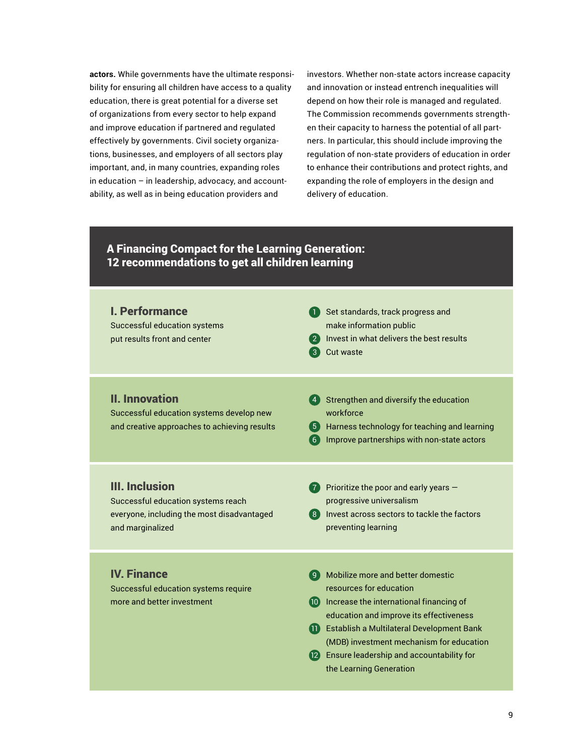**actors.** While governments have the ultimate responsibility for ensuring all children have access to a quality education, there is great potential for a diverse set of organizations from every sector to help expand and improve education if partnered and regulated effectively by governments. Civil society organizations, businesses, and employers of all sectors play important, and, in many countries, expanding roles in education – in leadership, advocacy, and accountability, as well as in being education providers and investors. Whether non-state actors increase capacity and innovation or instead entrench inequalities will depend on how their role is managed and regulated. The Commission recommends governments strengthen their capacity to harness the potential of all partners. In particular, this should include improving the regulation of non-state providers of education in order to enhance their contributions and protect rights, and expanding the role of employers in the design and delivery of education.

## A Financing Compact for the Learning Generation: 12 recommendations to get all children learning

### I. Performance

Successful education systems put results front and center

1. Set standards, track progress and make information public
2. Invest in what delivers the best results
3. Cut waste

### II. Innovation

Successful education systems develop new and creative approaches to achieving results

4. Strengthen and diversify the education workforce
5. Harness technology for teaching and learning
6. Improve partnerships with non-state actors

### III. Inclusion

Successful education systems reach everyone, including the most disadvantaged and marginalized

7. Prioritize the poor and early years — progressive universalism
8. Invest across sectors to tackle the factors preventing learning

### IV. Finance

Successful education systems require more and better investment

9. Mobilize more and better domestic resources for education
10. Increase the international financing of education and improve its effectiveness
11. Establish a Multilateral Development Bank (MDB) investment mechanism for education
12. Ensure leadership and accountability for the Learning Generation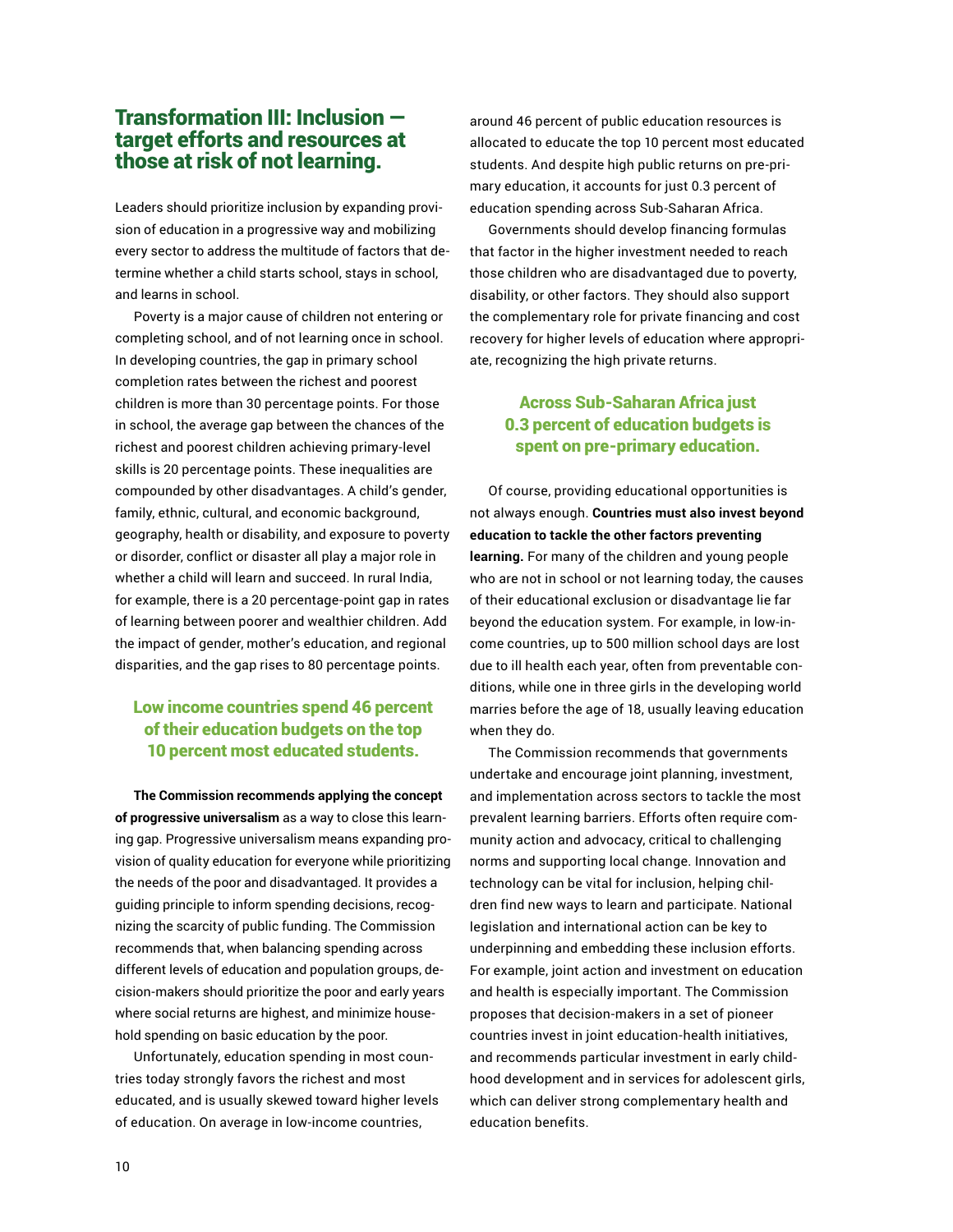## Transformation III: Inclusion — target efforts and resources at those at risk of not learning.

Leaders should prioritize inclusion by expanding provision of education in a progressive way and mobilizing every sector to address the multitude of factors that determine whether a child starts school, stays in school, and learns in school.

Poverty is a major cause of children not entering or completing school, and of not learning once in school. In developing countries, the gap in primary school completion rates between the richest and poorest children is more than 30 percentage points. For those in school, the average gap between the chances of the richest and poorest children achieving primary-level skills is 20 percentage points. These inequalities are compounded by other disadvantages. A child's gender, family, ethnic, cultural, and economic background, geography, health or disability, and exposure to poverty or disorder, conflict or disaster all play a major role in whether a child will learn and succeed. In rural India, for example, there is a 20 percentage-point gap in rates of learning between poorer and wealthier children. Add the impact of gender, mother's education, and regional disparities, and the gap rises to 80 percentage points.

> **Low income countries spend 46 percent of their education budgets on the top 10 percent most educated students.**

**The Commission recommends applying the concept of progressive universalism** as a way to close this learning gap. Progressive universalism means expanding provision of quality education for everyone while prioritizing the needs of the poor and disadvantaged. It provides a guiding principle to inform spending decisions, recognizing the scarcity of public funding. The Commission recommends that, when balancing spending across different levels of education and population groups, decision-makers should prioritize the poor and early years where social returns are highest, and minimize household spending on basic education by the poor.

Unfortunately, education spending in most countries today strongly favors the richest and most educated, and is usually skewed toward higher levels of education. On average in low-income countries, around 46 percent of public education resources is allocated to educate the top 10 percent most educated students. And despite high public returns on pre-primary education, it accounts for just 0.3 percent of education spending across Sub-Saharan Africa.

Governments should develop financing formulas that factor in the higher investment needed to reach those children who are disadvantaged due to poverty, disability, or other factors. They should also support the complementary role for private financing and cost recovery for higher levels of education where appropriate, recognizing the high private returns.

> **Across Sub-Saharan Africa just 0.3 percent of education budgets is spent on pre-primary education.**

Of course, providing educational opportunities is not always enough. **Countries must also invest beyond education to tackle the other factors preventing learning.** For many of the children and young people who are not in school or not learning today, the causes of their educational exclusion or disadvantage lie far beyond the education system. For example, in low-income countries, up to 500 million school days are lost due to ill health each year, often from preventable conditions, while one in three girls in the developing world marries before the age of 18, usually leaving education when they do.

The Commission recommends that governments undertake and encourage joint planning, investment, and implementation across sectors to tackle the most prevalent learning barriers. Efforts often require community action and advocacy, critical to challenging norms and supporting local change. Innovation and technology can be vital for inclusion, helping children find new ways to learn and participate. National legislation and international action can be key to underpinning and embedding these inclusion efforts. For example, joint action and investment on education and health is especially important. The Commission proposes that decision-makers in a set of pioneer countries invest in joint education-health initiatives, and recommends particular investment in early childhood development and in services for adolescent girls, which can deliver strong complementary health and education benefits.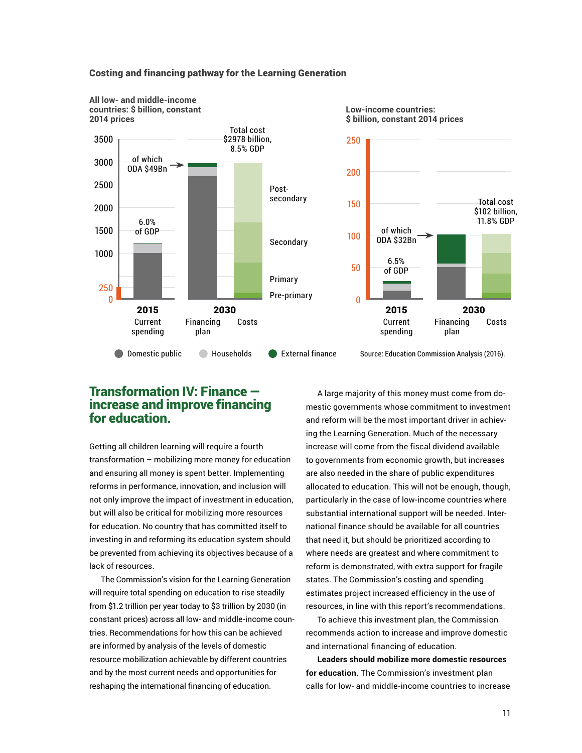**Costing and financing pathway for the Learning Generation**

All low- and middle-income countries: $ billion, constant 2014 prices

- 2015 Current spending: 6.0% of GDP; of which ODA $49Bn
- 2030 Financing plan / Costs: Total cost $2978 billion, 8.5% GDP (Post-secondary, Secondary, Primary, Pre-primary)

Low-income countries: $ billion, constant 2014 prices

- 2015 Current spending: 6.5% of GDP; of which ODA $32Bn
- 2030 Financing plan / Costs: Total cost $102 billion, 11.8% GDP

Domestic public | Households | External finance

Source: Education Commission Analysis (2016).

## Transformation IV: Finance — increase and improve financing for education.

Getting all children learning will require a fourth transformation – mobilizing more money for education and ensuring all money is spent better. Implementing reforms in performance, innovation, and inclusion will not only improve the impact of investment in education, but will also be critical for mobilizing more resources for education. No country that has committed itself to investing in and reforming its education system should be prevented from achieving its objectives because of a lack of resources.

The Commission's vision for the Learning Generation will require total spending on education to rise steadily from $1.2 trillion per year today to $3 trillion by 2030 (in constant prices) across all low- and middle-income countries. Recommendations for how this can be achieved are informed by analysis of the levels of domestic resource mobilization achievable by different countries and by the most current needs and opportunities for reshaping the international financing of education.

A large majority of this money must come from domestic governments whose commitment to investment and reform will be the most important driver in achieving the Learning Generation. Much of the necessary increase will come from the fiscal dividend available to governments from economic growth, but increases are also needed in the share of public expenditures allocated to education. This will not be enough, though, particularly in the case of low-income countries where substantial international support will be needed. International finance should be available for all countries that need it, but should be prioritized according to where needs are greatest and where commitment to reform is demonstrated, with extra support for fragile states. The Commission's costing and spending estimates project increased efficiency in the use of resources, in line with this report's recommendations.

To achieve this investment plan, the Commission recommends action to increase and improve domestic and international financing of education.

**Leaders should mobilize more domestic resources for education.** The Commission's investment plan calls for low- and middle-income countries to increase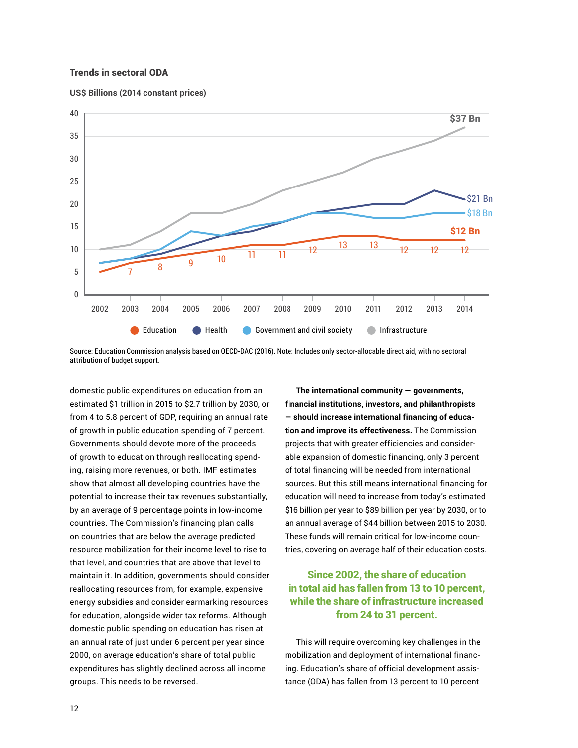**Trends in sectoral ODA**

**US$ Billions (2014 constant prices)**

| Year | Education | Health | Government and civil society | Infrastructure |
|---|---|---|---|---|
| 2002 | 5 | | | |
| 2003 | 7 | | | |
| 2004 | 8 | | | |
| 2005 | 9 | | | |
| 2006 | 10 | | | |
| 2007 | 11 | | | |
| 2008 | 11 | | | |
| 2009 | 12 | | | |
| 2010 | 13 | | | |
| 2011 | 13 | | | |
| 2012 | 12 | | | |
| 2013 | 12 | | | |
| 2014 | 12 ($12 Bn) | $21 Bn | $18 Bn | $37 Bn |

Source: Education Commission analysis based on OECD-DAC (2016). Note: Includes only sector-allocable direct aid, with no sectoral attribution of budget support.

domestic public expenditures on education from an estimated $1 trillion in 2015 to $2.7 trillion by 2030, or from 4 to 5.8 percent of GDP, requiring an annual rate of growth in public education spending of 7 percent. Governments should devote more of the proceeds of growth to education through reallocating spending, raising more revenues, or both. IMF estimates show that almost all developing countries have the potential to increase their tax revenues substantially, by an average of 9 percentage points in low-income countries. The Commission's financing plan calls on countries that are below the average predicted resource mobilization for their income level to rise to that level, and countries that are above that level to maintain it. In addition, governments should consider reallocating resources from, for example, expensive energy subsidies and consider earmarking resources for education, alongside wider tax reforms. Although domestic public spending on education has risen at an annual rate of just under 6 percent per year since 2000, on average education's share of total public expenditures has slightly declined across all income groups. This needs to be reversed.

**The international community — governments, financial institutions, investors, and philanthropists — should increase international financing of education and improve its effectiveness.** The Commission projects that with greater efficiencies and considerable expansion of domestic financing, only 3 percent of total financing will be needed from international sources. But this still means international financing for education will need to increase from today's estimated $16 billion per year to $89 billion per year by 2030, or to an annual average of $44 billion between 2015 to 2030. These funds will remain critical for low-income countries, covering on average half of their education costs.

**Since 2002, the share of education in total aid has fallen from 13 to 10 percent, while the share of infrastructure increased from 24 to 31 percent.**

This will require overcoming key challenges in the mobilization and deployment of international financing. Education's share of official development assistance (ODA) has fallen from 13 percent to 10 percent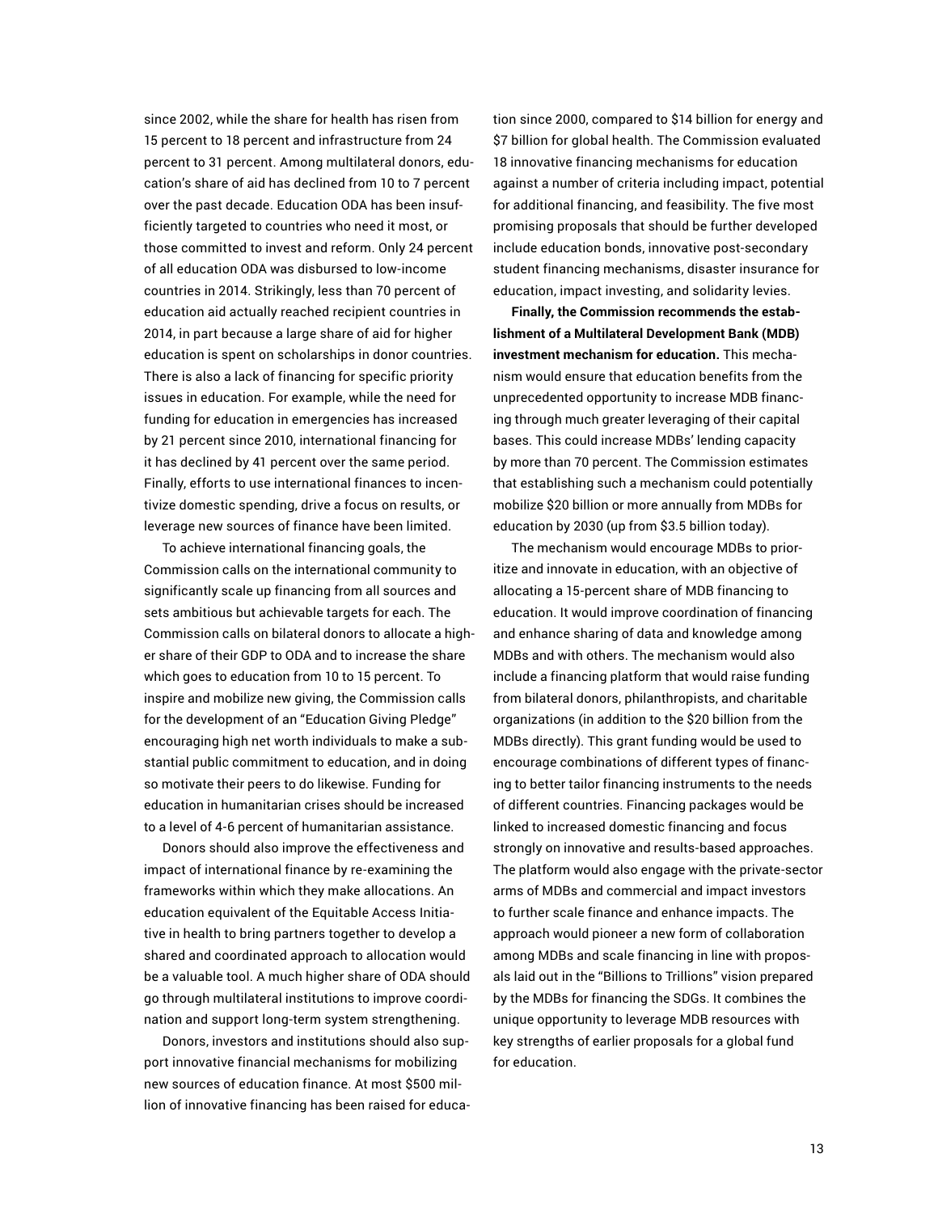since 2002, while the share for health has risen from 15 percent to 18 percent and infrastructure from 24 percent to 31 percent. Among multilateral donors, education's share of aid has declined from 10 to 7 percent over the past decade. Education ODA has been insufficiently targeted to countries who need it most, or those committed to invest and reform. Only 24 percent of all education ODA was disbursed to low-income countries in 2014. Strikingly, less than 70 percent of education aid actually reached recipient countries in 2014, in part because a large share of aid for higher education is spent on scholarships in donor countries. There is also a lack of financing for specific priority issues in education. For example, while the need for funding for education in emergencies has increased by 21 percent since 2010, international financing for it has declined by 41 percent over the same period. Finally, efforts to use international finances to incentivize domestic spending, drive a focus on results, or leverage new sources of finance have been limited.

To achieve international financing goals, the Commission calls on the international community to significantly scale up financing from all sources and sets ambitious but achievable targets for each. The Commission calls on bilateral donors to allocate a higher share of their GDP to ODA and to increase the share which goes to education from 10 to 15 percent. To inspire and mobilize new giving, the Commission calls for the development of an "Education Giving Pledge" encouraging high net worth individuals to make a substantial public commitment to education, and in doing so motivate their peers to do likewise. Funding for education in humanitarian crises should be increased to a level of 4-6 percent of humanitarian assistance.

Donors should also improve the effectiveness and impact of international finance by re-examining the frameworks within which they make allocations. An education equivalent of the Equitable Access Initiative in health to bring partners together to develop a shared and coordinated approach to allocation would be a valuable tool. A much higher share of ODA should go through multilateral institutions to improve coordination and support long-term system strengthening.

Donors, investors and institutions should also support innovative financial mechanisms for mobilizing new sources of education finance. At most $500 million of innovative financing has been raised for education since 2000, compared to $14 billion for energy and $7 billion for global health. The Commission evaluated 18 innovative financing mechanisms for education against a number of criteria including impact, potential for additional financing, and feasibility. The five most promising proposals that should be further developed include education bonds, innovative post-secondary student financing mechanisms, disaster insurance for education, impact investing, and solidarity levies.

**Finally, the Commission recommends the establishment of a Multilateral Development Bank (MDB) investment mechanism for education.** This mechanism would ensure that education benefits from the unprecedented opportunity to increase MDB financing through much greater leveraging of their capital bases. This could increase MDBs' lending capacity by more than 70 percent. The Commission estimates that establishing such a mechanism could potentially mobilize $20 billion or more annually from MDBs for education by 2030 (up from $3.5 billion today).

The mechanism would encourage MDBs to prioritize and innovate in education, with an objective of allocating a 15-percent share of MDB financing to education. It would improve coordination of financing and enhance sharing of data and knowledge among MDBs and with others. The mechanism would also include a financing platform that would raise funding from bilateral donors, philanthropists, and charitable organizations (in addition to the $20 billion from the MDBs directly). This grant funding would be used to encourage combinations of different types of financing to better tailor financing instruments to the needs of different countries. Financing packages would be linked to increased domestic financing and focus strongly on innovative and results-based approaches. The platform would also engage with the private-sector arms of MDBs and commercial and impact investors to further scale finance and enhance impacts. The approach would pioneer a new form of collaboration among MDBs and scale financing in line with proposals laid out in the "Billions to Trillions" vision prepared by the MDBs for financing the SDGs. It combines the unique opportunity to leverage MDB resources with key strengths of earlier proposals for a global fund for education.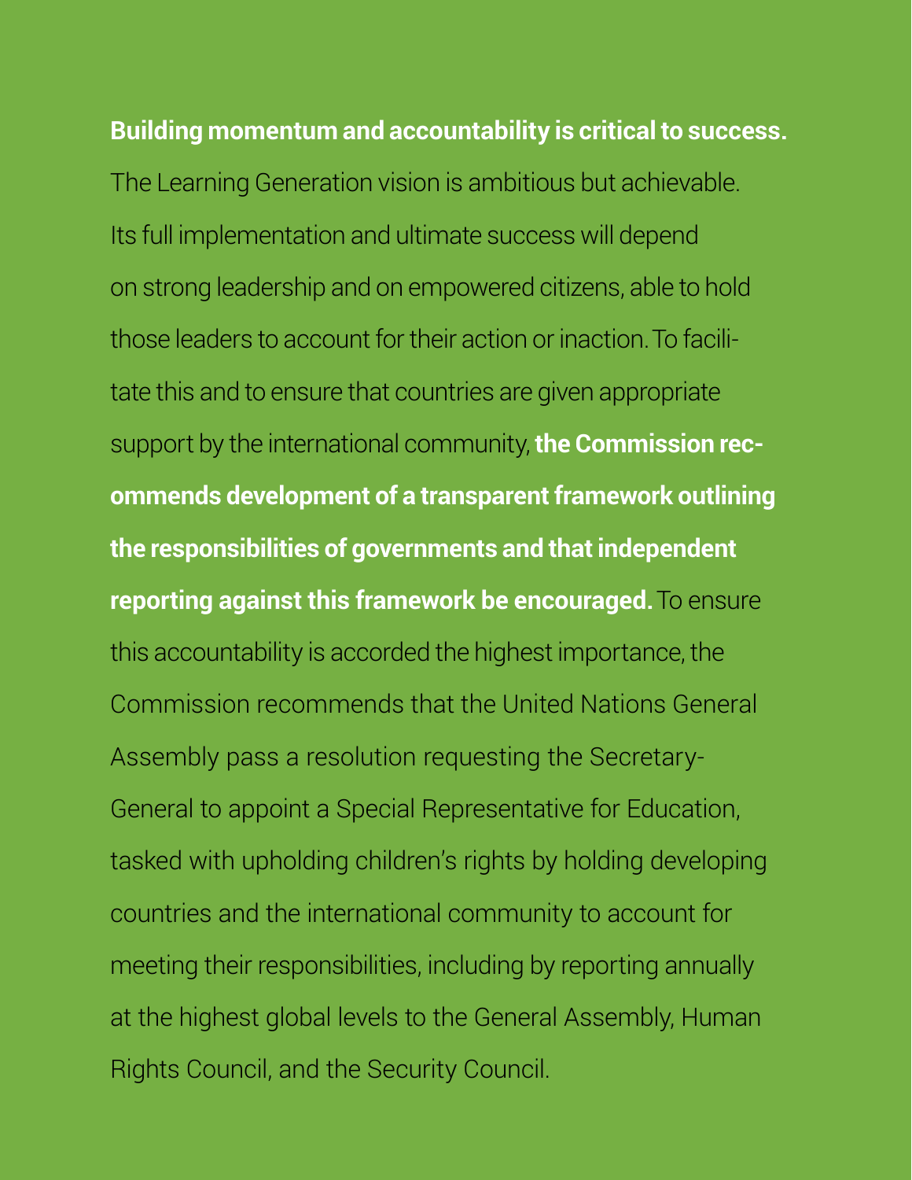**Building momentum and accountability is critical to success.** The Learning Generation vision is ambitious but achievable. Its full implementation and ultimate success will depend on strong leadership and on empowered citizens, able to hold those leaders to account for their action or inaction. To facilitate this and to ensure that countries are given appropriate support by the international community, **the Commission recommends development of a transparent framework outlining the responsibilities of governments and that independent reporting against this framework be encouraged.** To ensure this accountability is accorded the highest importance, the Commission recommends that the United Nations General Assembly pass a resolution requesting the Secretary-General to appoint a Special Representative for Education, tasked with upholding children's rights by holding developing countries and the international community to account for meeting their responsibilities, including by reporting annually at the highest global levels to the General Assembly, Human Rights Council, and the Security Council.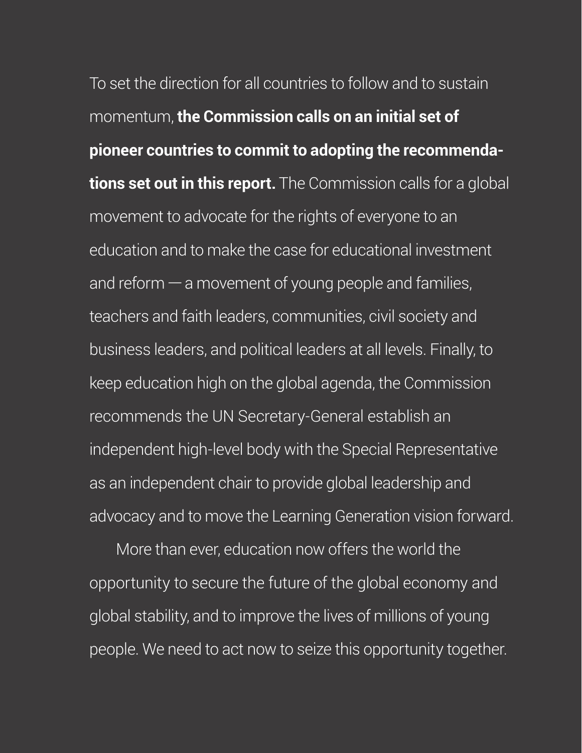To set the direction for all countries to follow and to sustain momentum, **the Commission calls on an initial set of pioneer countries to commit to adopting the recommendations set out in this report.** The Commission calls for a global movement to advocate for the rights of everyone to an education and to make the case for educational investment and reform — a movement of young people and families, teachers and faith leaders, communities, civil society and business leaders, and political leaders at all levels. Finally, to keep education high on the global agenda, the Commission recommends the UN Secretary-General establish an independent high-level body with the Special Representative as an independent chair to provide global leadership and advocacy and to move the Learning Generation vision forward.

More than ever, education now offers the world the opportunity to secure the future of the global economy and global stability, and to improve the lives of millions of young people. We need to act now to seize this opportunity together.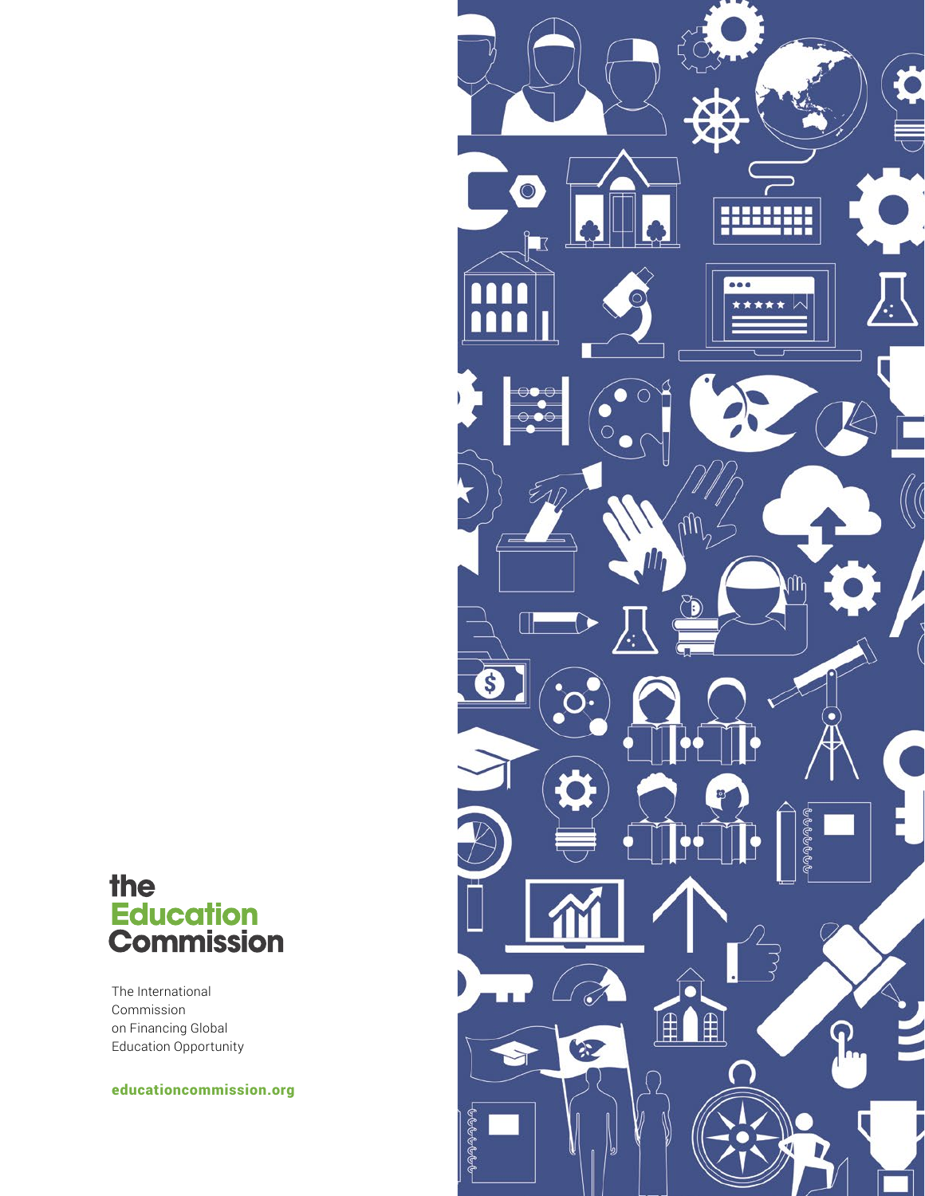**the Education Commission**

The International Commission on Financing Global Education Opportunity

educationcommission.org